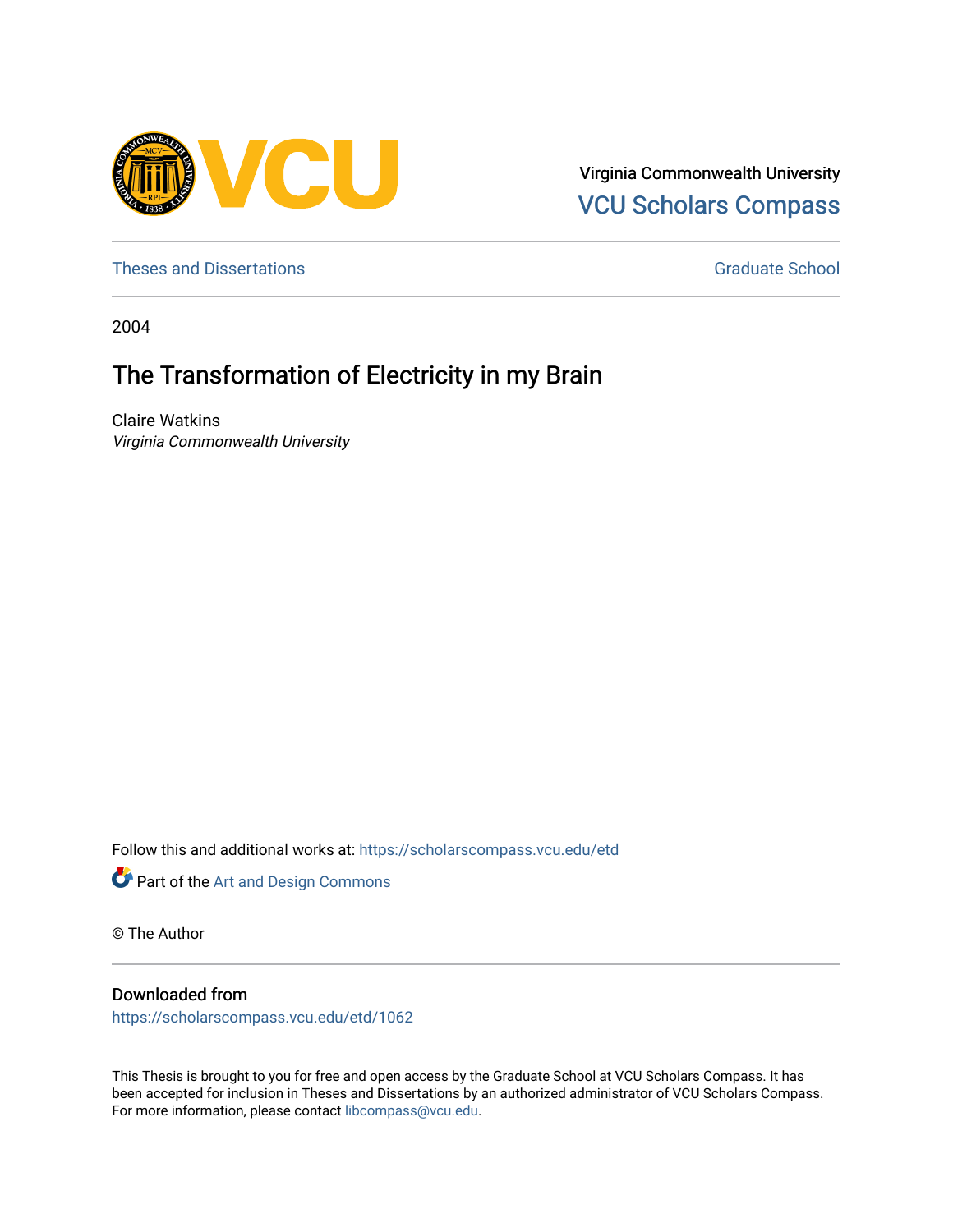Virginia Commonwealth University
VCU Scholars Compass

Theses and Dissertations

Graduate School

2004

# The Transformation of Electricity in my Brain

Claire Watkins
*Virginia Commonwealth University*

Follow this and additional works at: https://scholarscompass.vcu.edu/etd

Part of the Art and Design Commons

© The Author

## Downloaded from

https://scholarscompass.vcu.edu/etd/1062

This Thesis is brought to you for free and open access by the Graduate School at VCU Scholars Compass. It has been accepted for inclusion in Theses and Dissertations by an authorized administrator of VCU Scholars Compass. For more information, please contact libcompass@vcu.edu.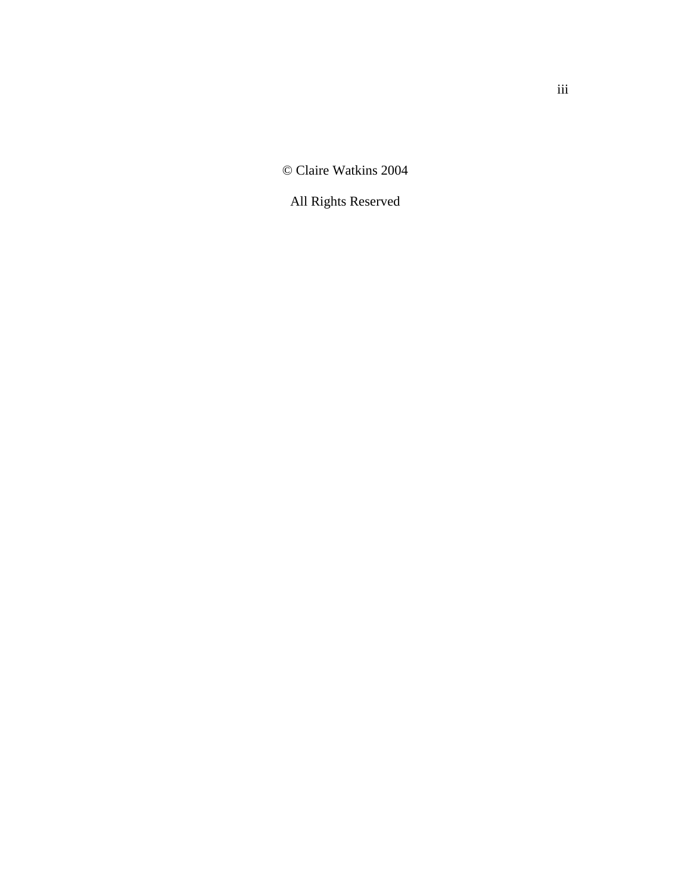© Claire Watkins 2004

All Rights Reserved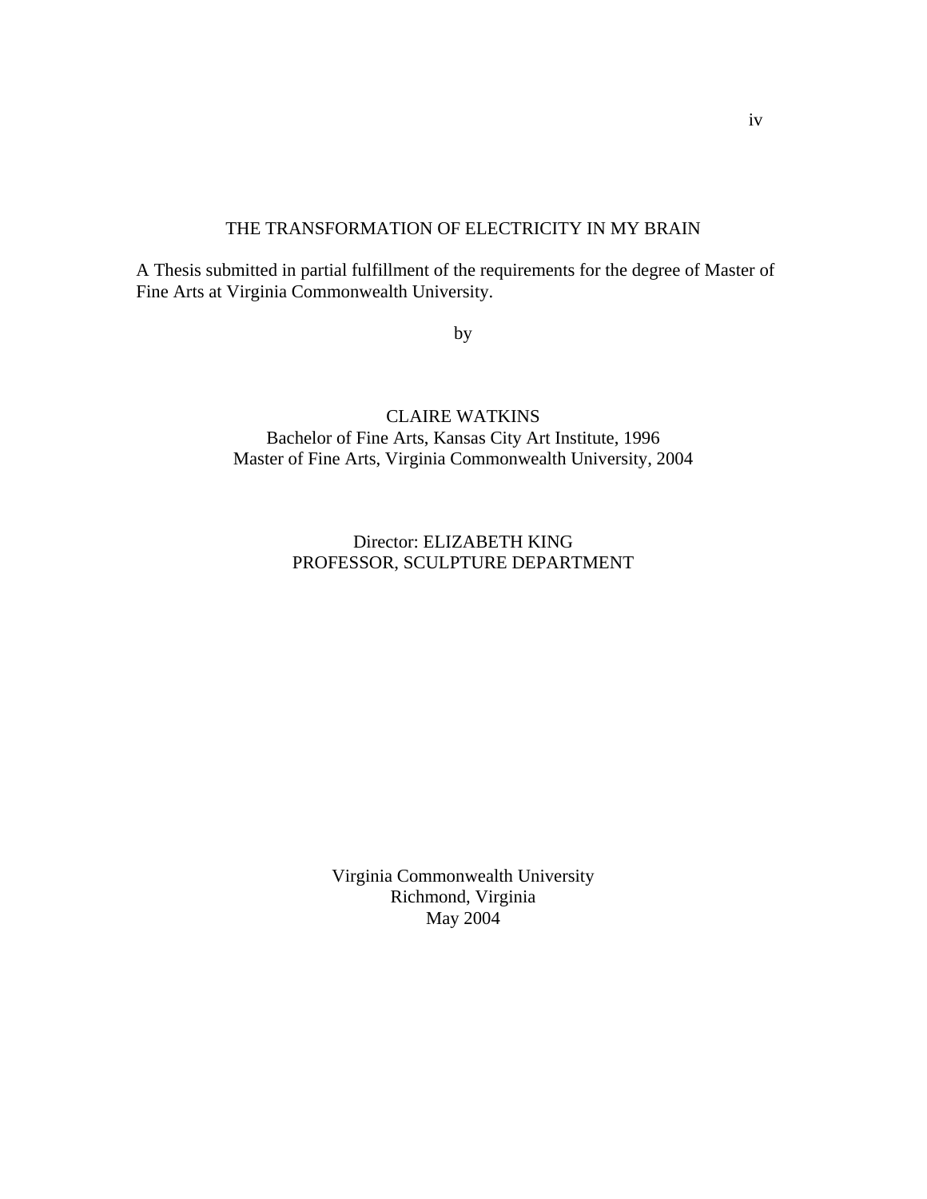# THE TRANSFORMATION OF ELECTRICITY IN MY BRAIN

A Thesis submitted in partial fulfillment of the requirements for the degree of Master of Fine Arts at Virginia Commonwealth University.

by

CLAIRE WATKINS
Bachelor of Fine Arts, Kansas City Art Institute, 1996
Master of Fine Arts, Virginia Commonwealth University, 2004

Director: ELIZABETH KING
PROFESSOR, SCULPTURE DEPARTMENT

Virginia Commonwealth University
Richmond, Virginia
May 2004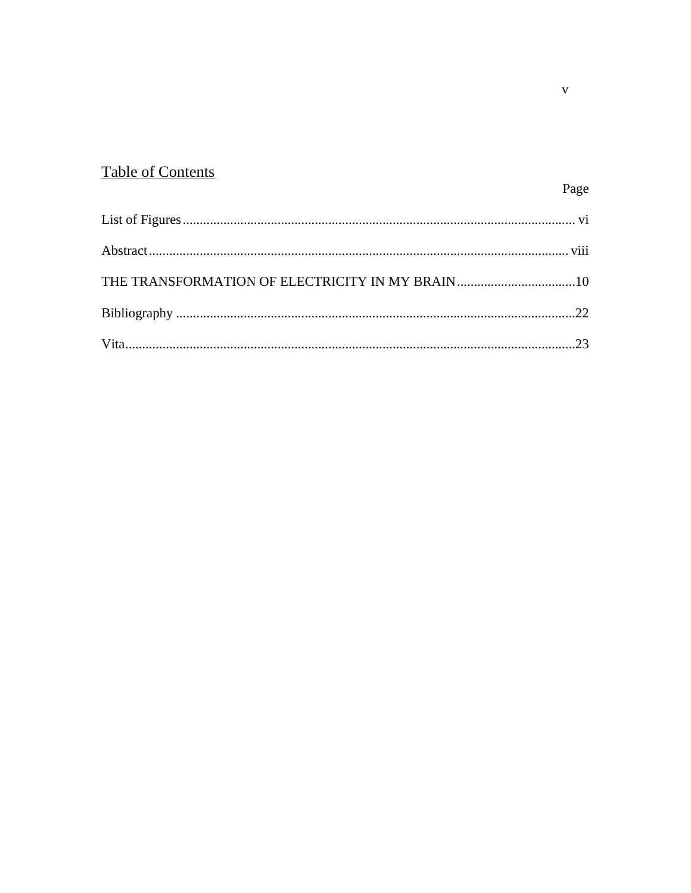## Table of Contents

| | Page |
|---|---|
| List of Figures | vi |
| Abstract | viii |
| THE TRANSFORMATION OF ELECTRICITY IN MY BRAIN | 10 |
| Bibliography | 22 |
| Vita | 23 |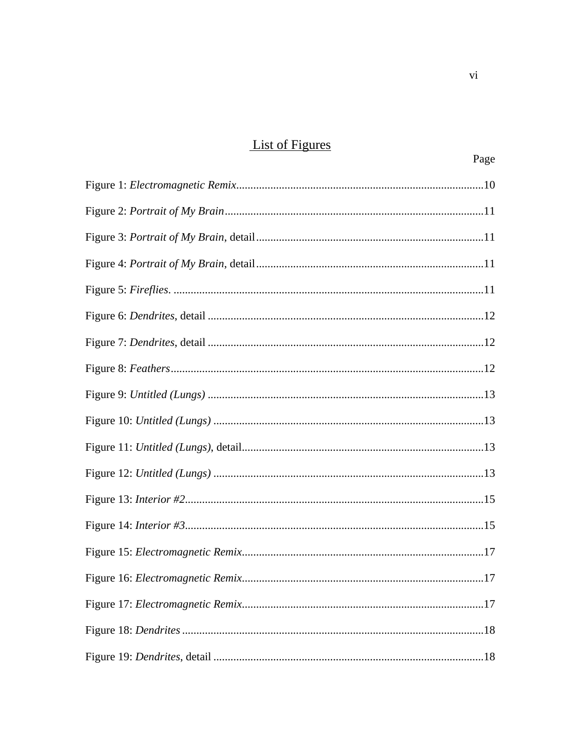# List of Figures

Page

Figure 1: *Electromagnetic Remix*....................................................................................10

Figure 2: *Portrait of My Brain*..........................................................................................11

Figure 3: *Portrait of My Brain*, detail...............................................................................11

Figure 4: *Portrait of My Brain*, detail...............................................................................11

Figure 5: *Fireflies*. ............................................................................................................11

Figure 6: *Dendrites*, detail ................................................................................................12

Figure 7: *Dendrites*, detail ................................................................................................12

Figure 8: *Feathers*.............................................................................................................12

Figure 9: *Untitled (Lungs)* ................................................................................................13

Figure 10: *Untitled (Lungs)* ..............................................................................................13

Figure 11: *Untitled (Lungs)*, detail....................................................................................13

Figure 12: *Untitled (Lungs)* ..............................................................................................13

Figure 13: *Interior #2*........................................................................................................15

Figure 14: *Interior #3*........................................................................................................15

Figure 15: *Electromagnetic Remix*....................................................................................17

Figure 16: *Electromagnetic Remix*....................................................................................17

Figure 17: *Electromagnetic Remix*....................................................................................17

Figure 18: *Dendrites* .........................................................................................................18

Figure 19: *Dendrites*, detail ..............................................................................................18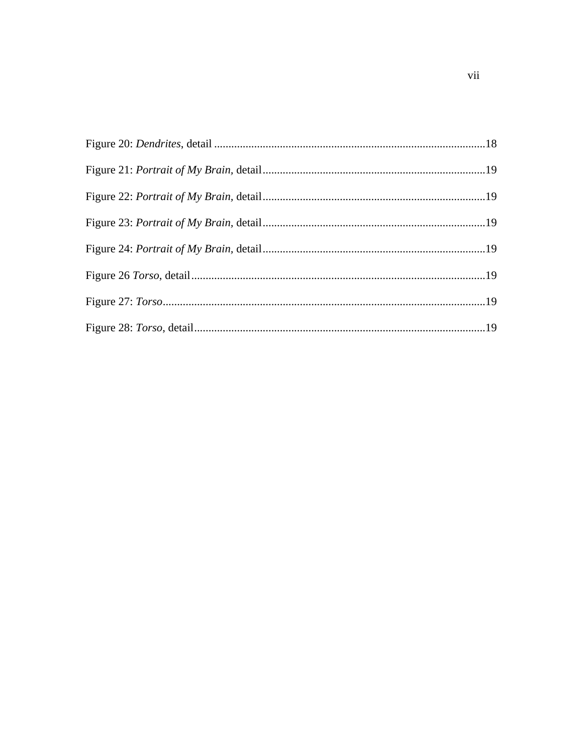Figure 20: *Dendrites*, detail ..................................................................................................18

Figure 21: *Portrait of My Brain*, detail ..............................................................................19

Figure 22: *Portrait of My Brain*, detail ..............................................................................19

Figure 23: *Portrait of My Brain*, detail ..............................................................................19

Figure 24: *Portrait of My Brain*, detail ..............................................................................19

Figure 26 *Torso*, detail.......................................................................................................19

Figure 27: *Torso*.................................................................................................................19

Figure 28: *Torso*, detail......................................................................................................19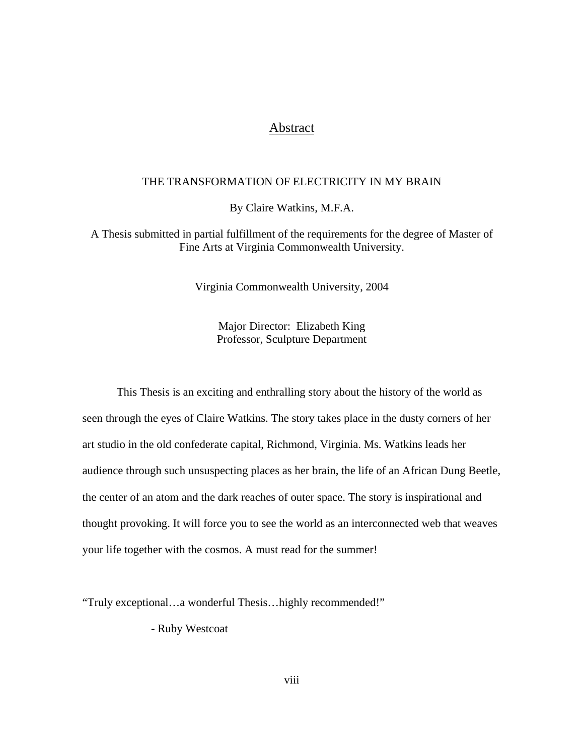# Abstract

THE TRANSFORMATION OF ELECTRICITY IN MY BRAIN

By Claire Watkins, M.F.A.

A Thesis submitted in partial fulfillment of the requirements for the degree of Master of Fine Arts at Virginia Commonwealth University.

Virginia Commonwealth University, 2004

Major Director: Elizabeth King
Professor, Sculpture Department

This Thesis is an exciting and enthralling story about the history of the world as seen through the eyes of Claire Watkins. The story takes place in the dusty corners of her art studio in the old confederate capital, Richmond, Virginia. Ms. Watkins leads her audience through such unsuspecting places as her brain, the life of an African Dung Beetle, the center of an atom and the dark reaches of outer space. The story is inspirational and thought provoking. It will force you to see the world as an interconnected web that weaves your life together with the cosmos. A must read for the summer!

"Truly exceptional…a wonderful Thesis…highly recommended!"

- Ruby Westcoat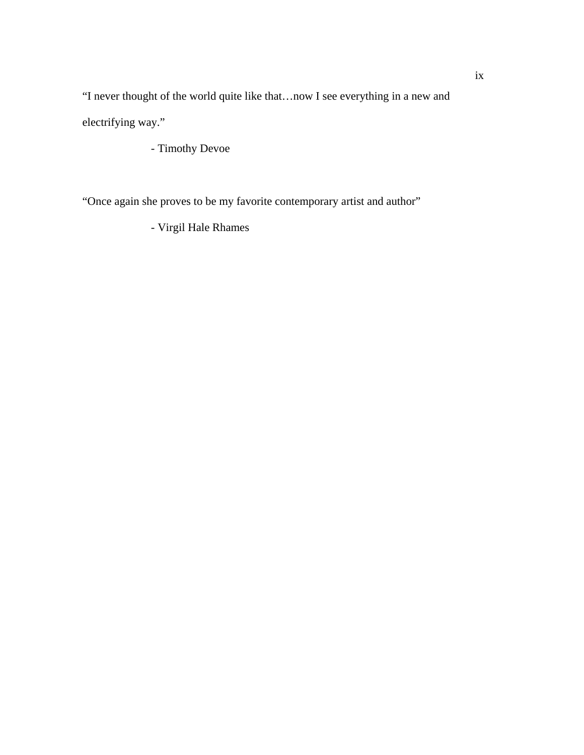“I never thought of the world quite like that…now I see everything in a new and electrifying way.”

- Timothy Devoe

“Once again she proves to be my favorite contemporary artist and author”

- Virgil Hale Rhames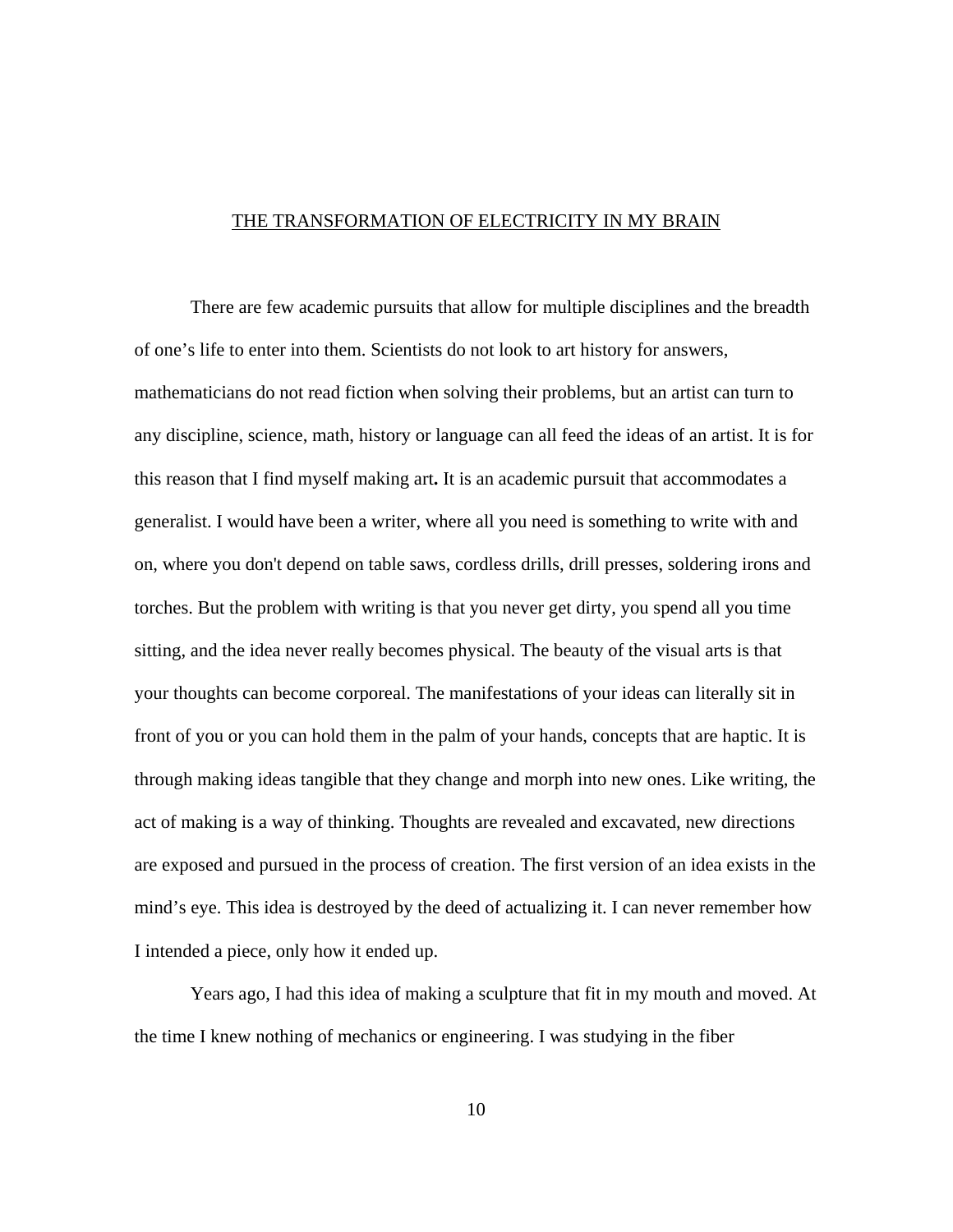## THE TRANSFORMATION OF ELECTRICITY IN MY BRAIN

There are few academic pursuits that allow for multiple disciplines and the breadth of one's life to enter into them. Scientists do not look to art history for answers, mathematicians do not read fiction when solving their problems, but an artist can turn to any discipline, science, math, history or language can all feed the ideas of an artist. It is for this reason that I find myself making art**.** It is an academic pursuit that accommodates a generalist. I would have been a writer, where all you need is something to write with and on, where you don't depend on table saws, cordless drills, drill presses, soldering irons and torches. But the problem with writing is that you never get dirty, you spend all you time sitting, and the idea never really becomes physical. The beauty of the visual arts is that your thoughts can become corporeal. The manifestations of your ideas can literally sit in front of you or you can hold them in the palm of your hands, concepts that are haptic. It is through making ideas tangible that they change and morph into new ones. Like writing, the act of making is a way of thinking. Thoughts are revealed and excavated, new directions are exposed and pursued in the process of creation. The first version of an idea exists in the mind's eye. This idea is destroyed by the deed of actualizing it. I can never remember how I intended a piece, only how it ended up.

Years ago, I had this idea of making a sculpture that fit in my mouth and moved. At the time I knew nothing of mechanics or engineering. I was studying in the fiber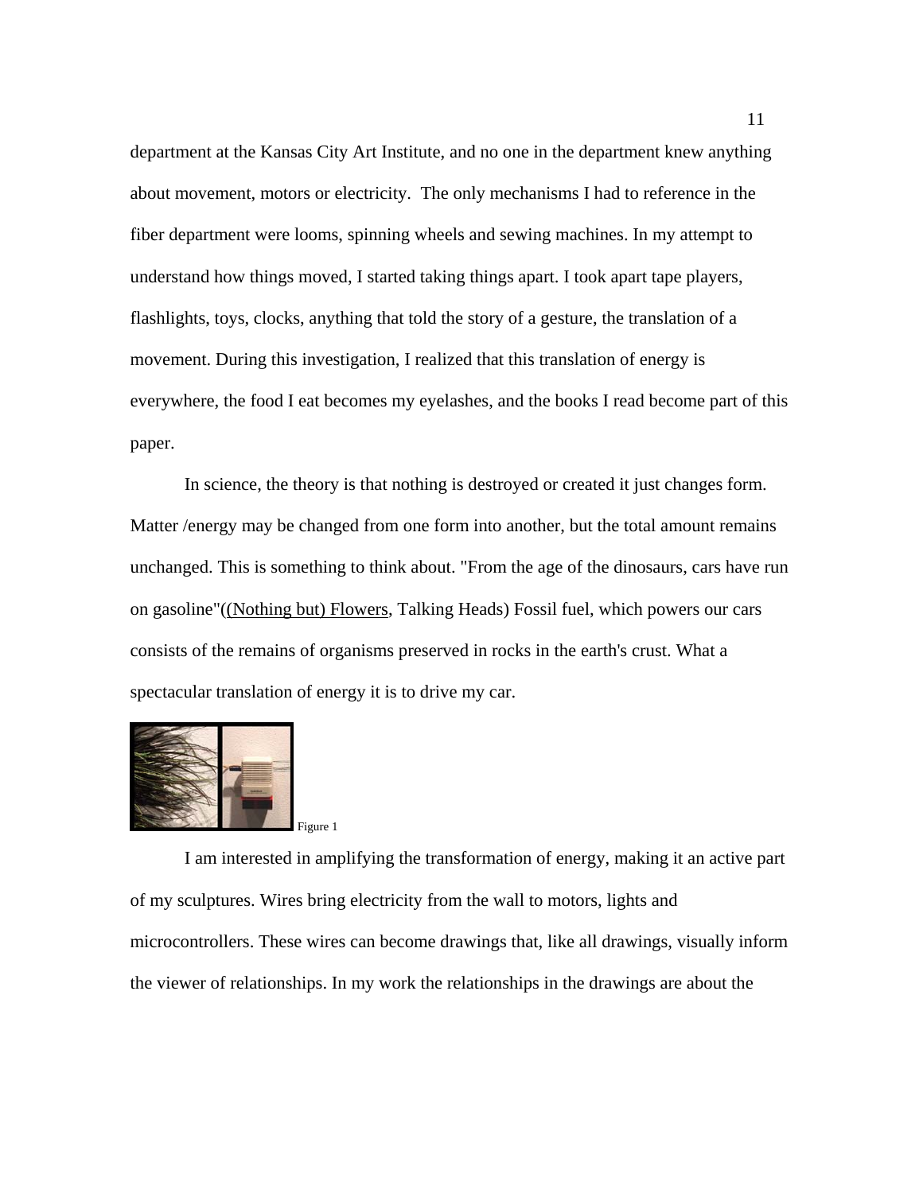department at the Kansas City Art Institute, and no one in the department knew anything about movement, motors or electricity. The only mechanisms I had to reference in the fiber department were looms, spinning wheels and sewing machines. In my attempt to understand how things moved, I started taking things apart. I took apart tape players, flashlights, toys, clocks, anything that told the story of a gesture, the translation of a movement. During this investigation, I realized that this translation of energy is everywhere, the food I eat becomes my eyelashes, and the books I read become part of this paper.

In science, the theory is that nothing is destroyed or created it just changes form. Matter /energy may be changed from one form into another, but the total amount remains unchanged. This is something to think about. "From the age of the dinosaurs, cars have run on gasoline"(<u>(Nothing but) Flowers</u>, Talking Heads) Fossil fuel, which powers our cars consists of the remains of organisms preserved in rocks in the earth's crust. What a spectacular translation of energy it is to drive my car.

Figure 1

I am interested in amplifying the transformation of energy, making it an active part of my sculptures. Wires bring electricity from the wall to motors, lights and microcontrollers. These wires can become drawings that, like all drawings, visually inform the viewer of relationships. In my work the relationships in the drawings are about the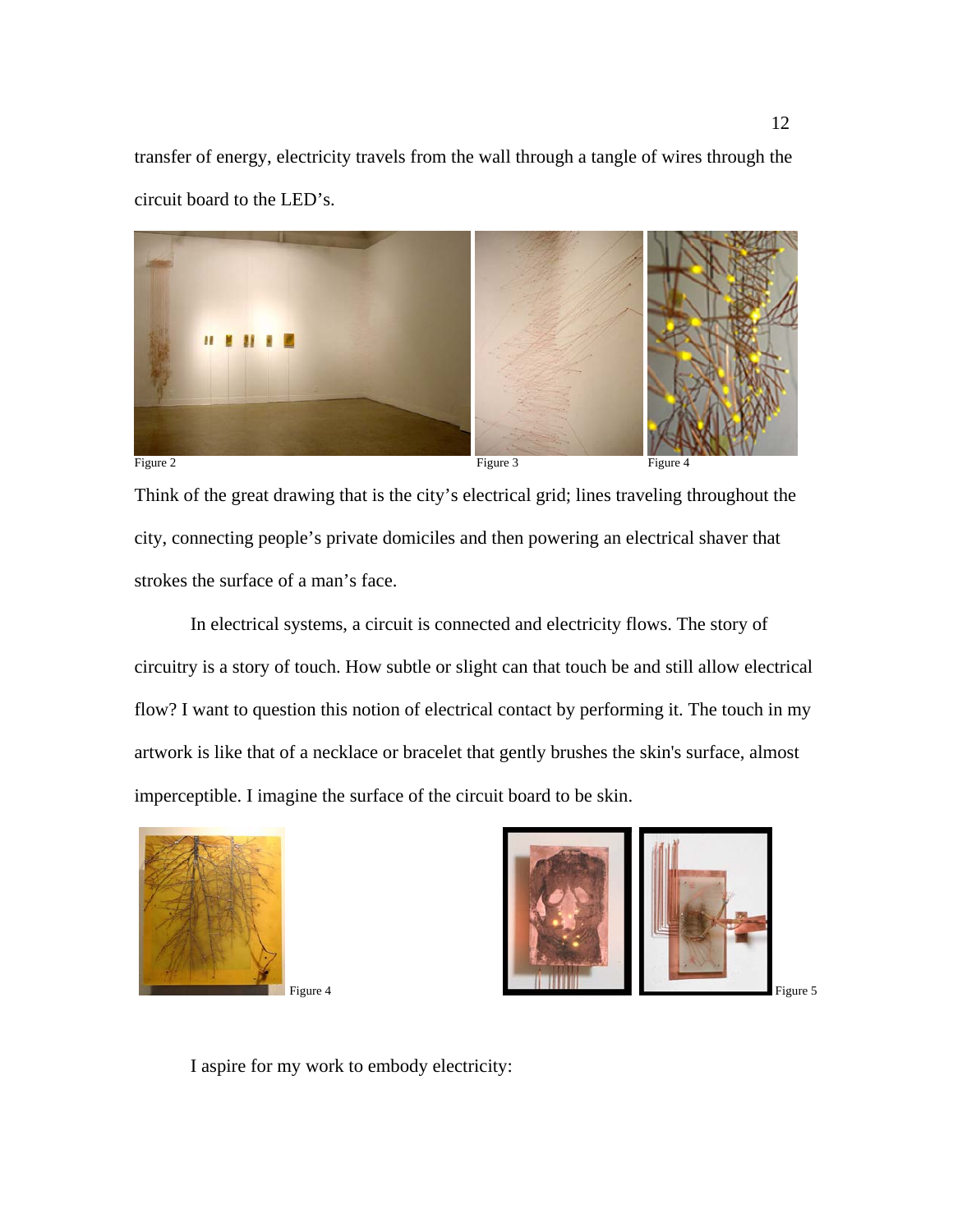transfer of energy, electricity travels from the wall through a tangle of wires through the circuit board to the LED's.

Figure 2

Figure 3

Figure 4

Think of the great drawing that is the city's electrical grid; lines traveling throughout the city, connecting people's private domiciles and then powering an electrical shaver that strokes the surface of a man's face.

In electrical systems, a circuit is connected and electricity flows. The story of circuitry is a story of touch. How subtle or slight can that touch be and still allow electrical flow? I want to question this notion of electrical contact by performing it. The touch in my artwork is like that of a necklace or bracelet that gently brushes the skin's surface, almost imperceptible. I imagine the surface of the circuit board to be skin.

Figure 4

Figure 5

I aspire for my work to embody electricity: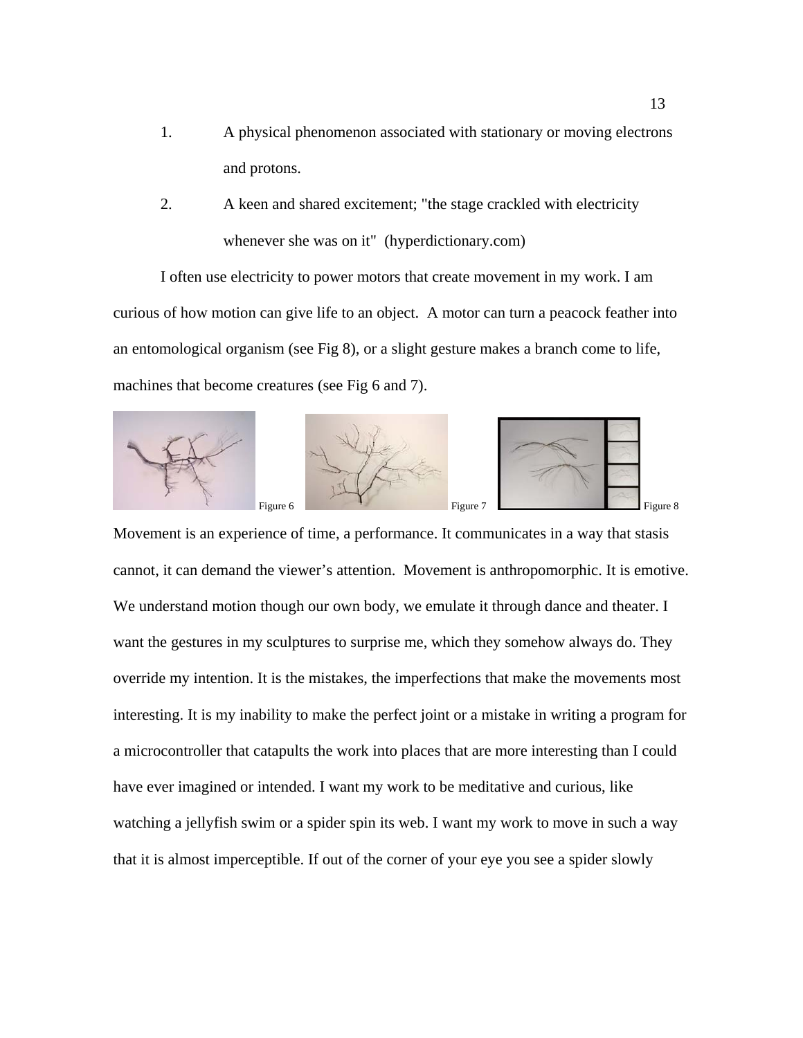1. A physical phenomenon associated with stationary or moving electrons and protons.
2. A keen and shared excitement; "the stage crackled with electricity whenever she was on it" (hyperdictionary.com)

I often use electricity to power motors that create movement in my work. I am curious of how motion can give life to an object. A motor can turn a peacock feather into an entomological organism (see Fig 8), or a slight gesture makes a branch come to life, machines that become creatures (see Fig 6 and 7).

Figure 6

Figure 7

Figure 8

Movement is an experience of time, a performance. It communicates in a way that stasis cannot, it can demand the viewer's attention. Movement is anthropomorphic. It is emotive. We understand motion though our own body, we emulate it through dance and theater. I want the gestures in my sculptures to surprise me, which they somehow always do. They override my intention. It is the mistakes, the imperfections that make the movements most interesting. It is my inability to make the perfect joint or a mistake in writing a program for a microcontroller that catapults the work into places that are more interesting than I could have ever imagined or intended. I want my work to be meditative and curious, like watching a jellyfish swim or a spider spin its web. I want my work to move in such a way that it is almost imperceptible. If out of the corner of your eye you see a spider slowly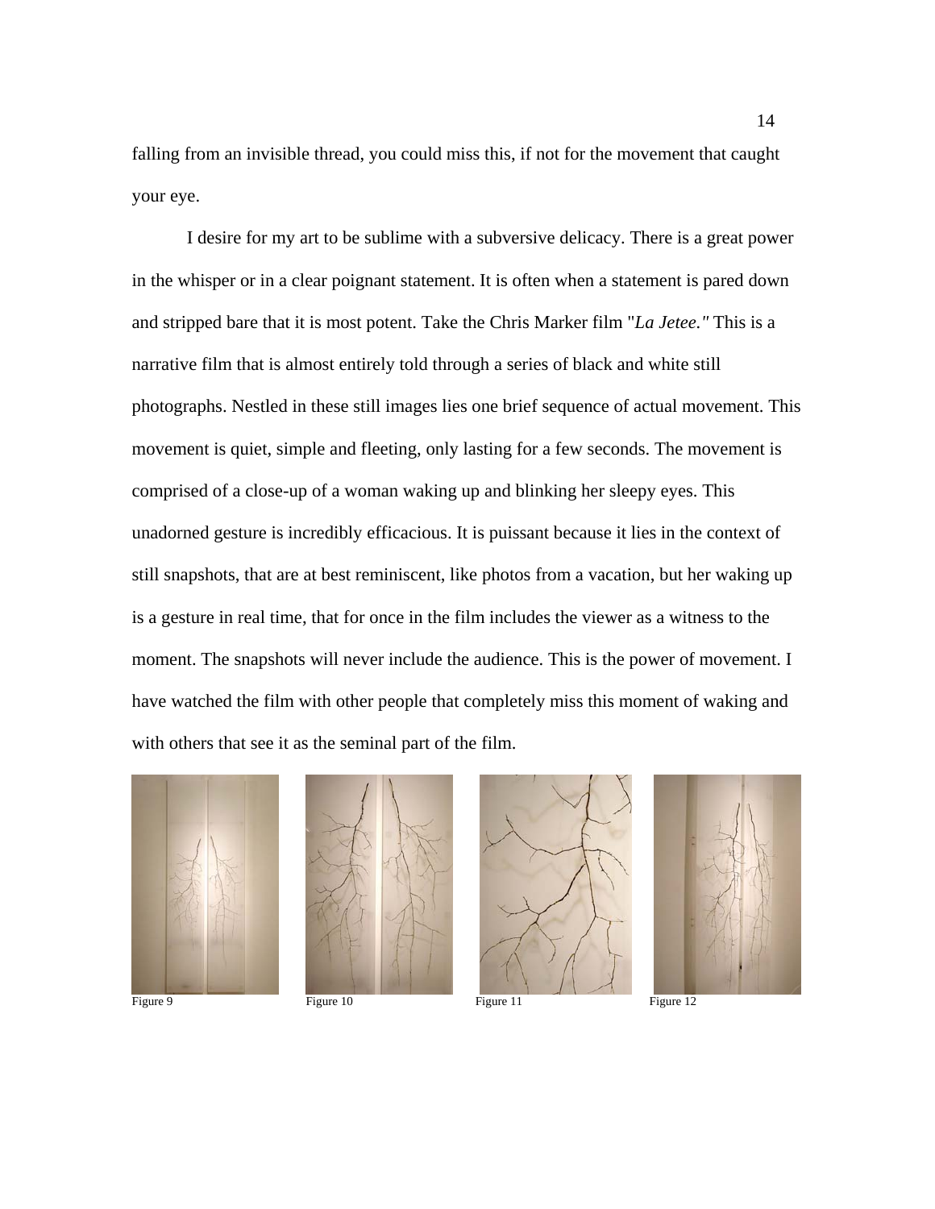falling from an invisible thread, you could miss this, if not for the movement that caught your eye.

I desire for my art to be sublime with a subversive delicacy. There is a great power in the whisper or in a clear poignant statement. It is often when a statement is pared down and stripped bare that it is most potent. Take the Chris Marker film "*La Jetee."* This is a narrative film that is almost entirely told through a series of black and white still photographs. Nestled in these still images lies one brief sequence of actual movement. This movement is quiet, simple and fleeting, only lasting for a few seconds. The movement is comprised of a close-up of a woman waking up and blinking her sleepy eyes. This unadorned gesture is incredibly efficacious. It is puissant because it lies in the context of still snapshots, that are at best reminiscent, like photos from a vacation, but her waking up is a gesture in real time, that for once in the film includes the viewer as a witness to the moment. The snapshots will never include the audience. This is the power of movement. I have watched the film with other people that completely miss this moment of waking and with others that see it as the seminal part of the film.

Figure 9

Figure 10

Figure 11

Figure 12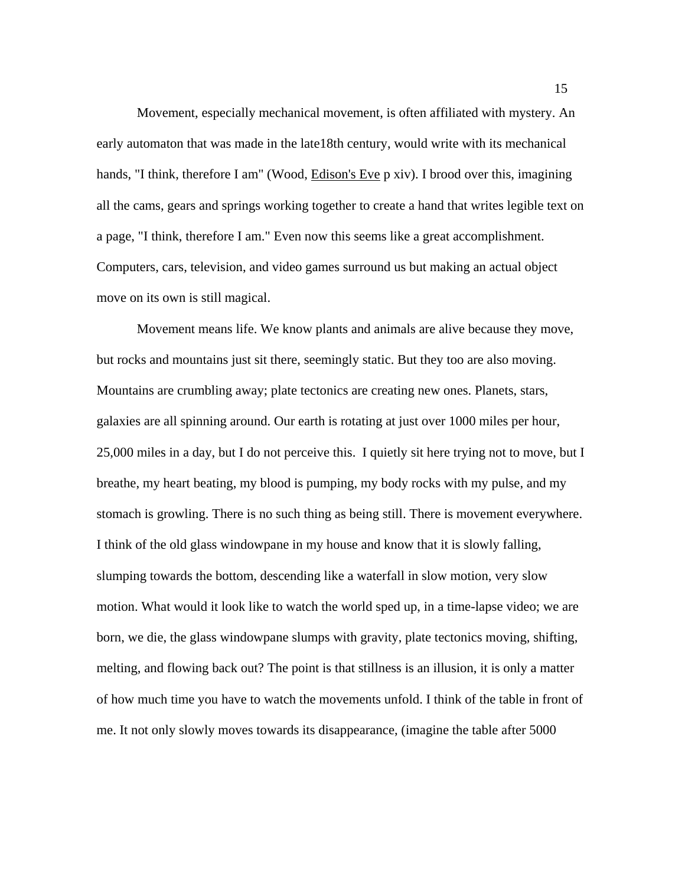Movement, especially mechanical movement, is often affiliated with mystery. An early automaton that was made in the late18th century, would write with its mechanical hands, "I think, therefore I am" (Wood, Edison's Eve p xiv). I brood over this, imagining all the cams, gears and springs working together to create a hand that writes legible text on a page, "I think, therefore I am." Even now this seems like a great accomplishment. Computers, cars, television, and video games surround us but making an actual object move on its own is still magical.

Movement means life. We know plants and animals are alive because they move, but rocks and mountains just sit there, seemingly static. But they too are also moving. Mountains are crumbling away; plate tectonics are creating new ones. Planets, stars, galaxies are all spinning around. Our earth is rotating at just over 1000 miles per hour, 25,000 miles in a day, but I do not perceive this.  I quietly sit here trying not to move, but I breathe, my heart beating, my blood is pumping, my body rocks with my pulse, and my stomach is growling. There is no such thing as being still. There is movement everywhere. I think of the old glass windowpane in my house and know that it is slowly falling, slumping towards the bottom, descending like a waterfall in slow motion, very slow motion. What would it look like to watch the world sped up, in a time-lapse video; we are born, we die, the glass windowpane slumps with gravity, plate tectonics moving, shifting, melting, and flowing back out? The point is that stillness is an illusion, it is only a matter of how much time you have to watch the movements unfold. I think of the table in front of me. It not only slowly moves towards its disappearance, (imagine the table after 5000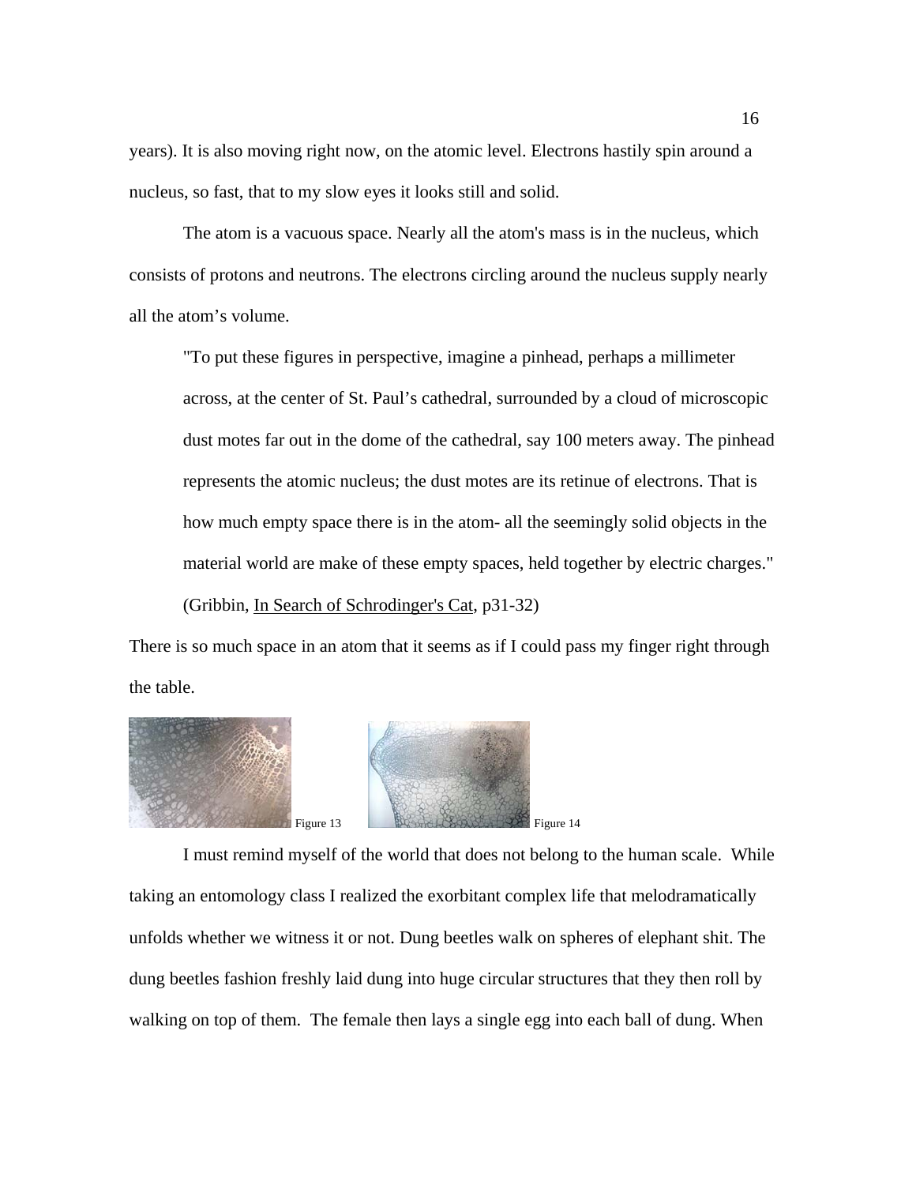years). It is also moving right now, on the atomic level. Electrons hastily spin around a nucleus, so fast, that to my slow eyes it looks still and solid.

The atom is a vacuous space. Nearly all the atom's mass is in the nucleus, which consists of protons and neutrons. The electrons circling around the nucleus supply nearly all the atom's volume.

> "To put these figures in perspective, imagine a pinhead, perhaps a millimeter across, at the center of St. Paul's cathedral, surrounded by a cloud of microscopic dust motes far out in the dome of the cathedral, say 100 meters away. The pinhead represents the atomic nucleus; the dust motes are its retinue of electrons. That is how much empty space there is in the atom- all the seemingly solid objects in the material world are make of these empty spaces, held together by electric charges." (Gribbin, In Search of Schrodinger's Cat, p31-32)

There is so much space in an atom that it seems as if I could pass my finger right through the table.

Figure 13

Figure 14

I must remind myself of the world that does not belong to the human scale. While taking an entomology class I realized the exorbitant complex life that melodramatically unfolds whether we witness it or not. Dung beetles walk on spheres of elephant shit. The dung beetles fashion freshly laid dung into huge circular structures that they then roll by walking on top of them. The female then lays a single egg into each ball of dung. When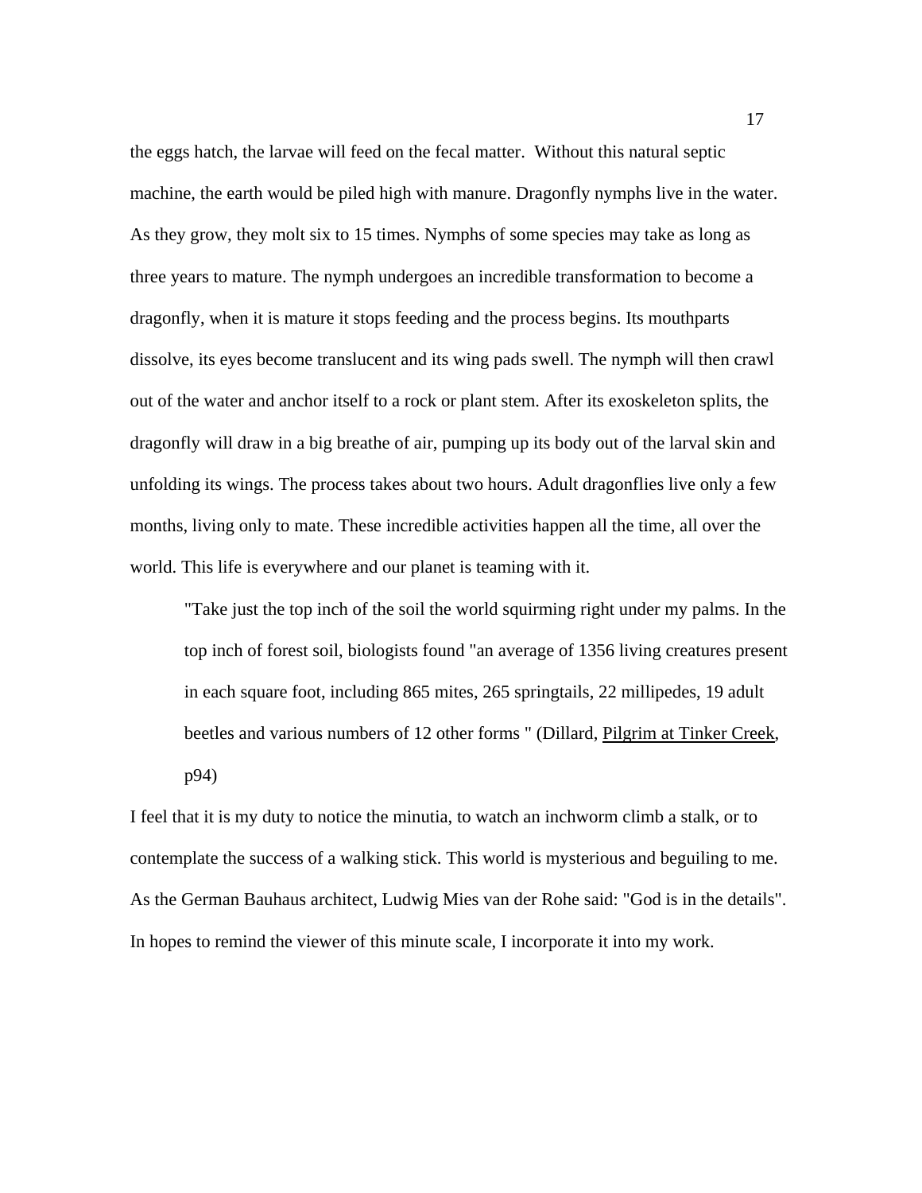the eggs hatch, the larvae will feed on the fecal matter.  Without this natural septic machine, the earth would be piled high with manure. Dragonfly nymphs live in the water. As they grow, they molt six to 15 times. Nymphs of some species may take as long as three years to mature. The nymph undergoes an incredible transformation to become a dragonfly, when it is mature it stops feeding and the process begins. Its mouthparts dissolve, its eyes become translucent and its wing pads swell. The nymph will then crawl out of the water and anchor itself to a rock or plant stem. After its exoskeleton splits, the dragonfly will draw in a big breathe of air, pumping up its body out of the larval skin and unfolding its wings. The process takes about two hours. Adult dragonflies live only a few months, living only to mate. These incredible activities happen all the time, all over the world. This life is everywhere and our planet is teaming with it.

> "Take just the top inch of the soil the world squirming right under my palms. In the top inch of forest soil, biologists found "an average of 1356 living creatures present in each square foot, including 865 mites, 265 springtails, 22 millipedes, 19 adult beetles and various numbers of 12 other forms " (Dillard, <u>Pilgrim at Tinker Creek</u>, p94)

I feel that it is my duty to notice the minutia, to watch an inchworm climb a stalk, or to contemplate the success of a walking stick. This world is mysterious and beguiling to me. As the German Bauhaus architect, Ludwig Mies van der Rohe said: "God is in the details". In hopes to remind the viewer of this minute scale, I incorporate it into my work.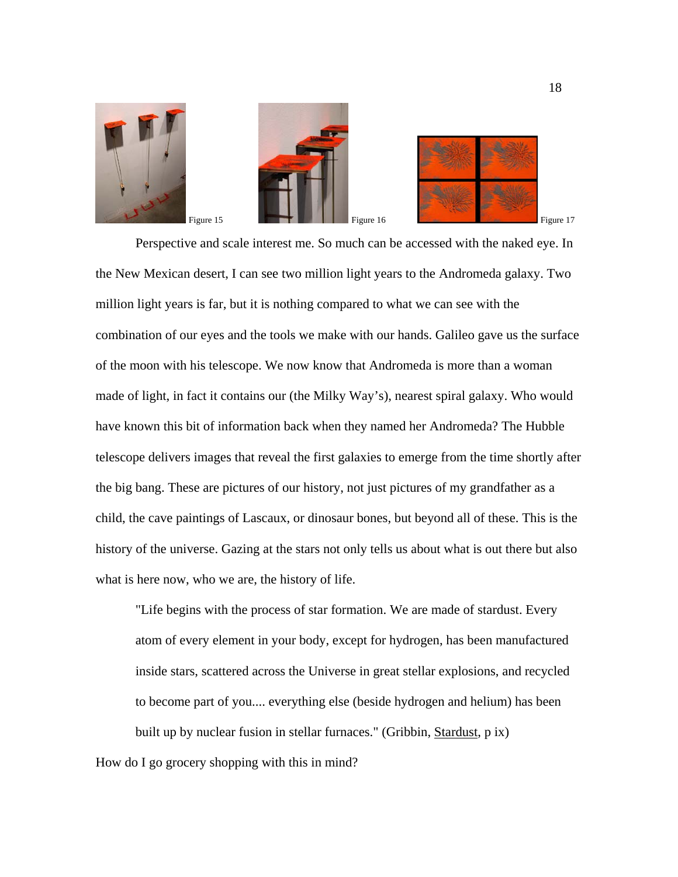Figure 15 Figure 16 Figure 17

Perspective and scale interest me. So much can be accessed with the naked eye. In the New Mexican desert, I can see two million light years to the Andromeda galaxy. Two million light years is far, but it is nothing compared to what we can see with the combination of our eyes and the tools we make with our hands. Galileo gave us the surface of the moon with his telescope. We now know that Andromeda is more than a woman made of light, in fact it contains our (the Milky Way's), nearest spiral galaxy. Who would have known this bit of information back when they named her Andromeda? The Hubble telescope delivers images that reveal the first galaxies to emerge from the time shortly after the big bang. These are pictures of our history, not just pictures of my grandfather as a child, the cave paintings of Lascaux, or dinosaur bones, but beyond all of these. This is the history of the universe. Gazing at the stars not only tells us about what is out there but also what is here now, who we are, the history of life.

> "Life begins with the process of star formation. We are made of stardust. Every atom of every element in your body, except for hydrogen, has been manufactured inside stars, scattered across the Universe in great stellar explosions, and recycled to become part of you.... everything else (beside hydrogen and helium) has been built up by nuclear fusion in stellar furnaces." (Gribbin, Stardust, p ix)

How do I go grocery shopping with this in mind?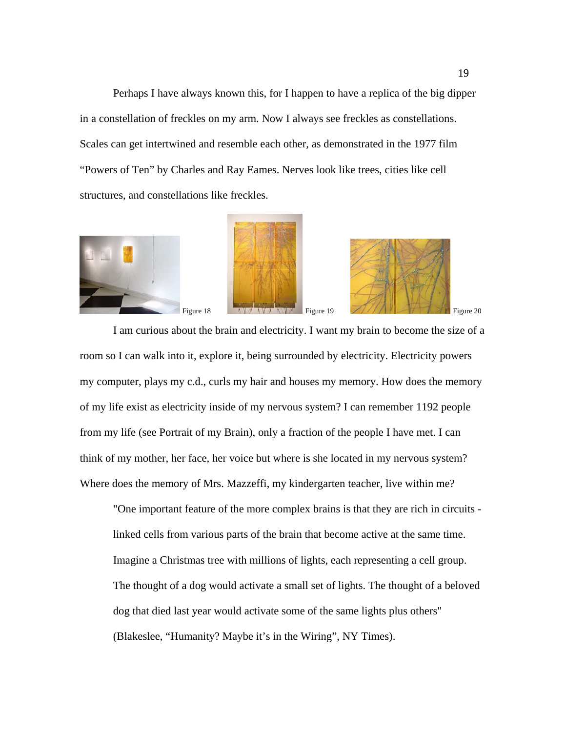Perhaps I have always known this, for I happen to have a replica of the big dipper in a constellation of freckles on my arm. Now I always see freckles as constellations. Scales can get intertwined and resemble each other, as demonstrated in the 1977 film "Powers of Ten" by Charles and Ray Eames. Nerves look like trees, cities like cell structures, and constellations like freckles.

Figure 18

Figure 19

Figure 20

I am curious about the brain and electricity. I want my brain to become the size of a room so I can walk into it, explore it, being surrounded by electricity. Electricity powers my computer, plays my c.d., curls my hair and houses my memory. How does the memory of my life exist as electricity inside of my nervous system? I can remember 1192 people from my life (see Portrait of my Brain), only a fraction of the people I have met. I can think of my mother, her face, her voice but where is she located in my nervous system? Where does the memory of Mrs. Mazzeffi, my kindergarten teacher, live within me?

> "One important feature of the more complex brains is that they are rich in circuits - linked cells from various parts of the brain that become active at the same time. Imagine a Christmas tree with millions of lights, each representing a cell group. The thought of a dog would activate a small set of lights. The thought of a beloved dog that died last year would activate some of the same lights plus others" (Blakeslee, "Humanity? Maybe it's in the Wiring", NY Times).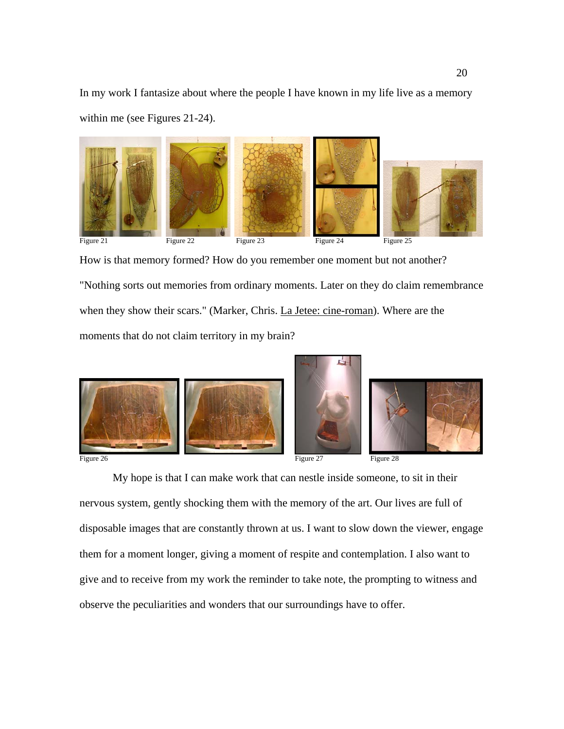In my work I fantasize about where the people I have known in my life live as a memory within me (see Figures 21-24).

Figure 21 Figure 22 Figure 23 Figure 24 Figure 25

How is that memory formed? How do you remember one moment but not another? "Nothing sorts out memories from ordinary moments. Later on they do claim remembrance when they show their scars." (Marker, Chris. La Jetee: cine-roman). Where are the moments that do not claim territory in my brain?

Figure 26 Figure 27 Figure 28

My hope is that I can make work that can nestle inside someone, to sit in their nervous system, gently shocking them with the memory of the art. Our lives are full of disposable images that are constantly thrown at us. I want to slow down the viewer, engage them for a moment longer, giving a moment of respite and contemplation. I also want to give and to receive from my work the reminder to take note, the prompting to witness and observe the peculiarities and wonders that our surroundings have to offer.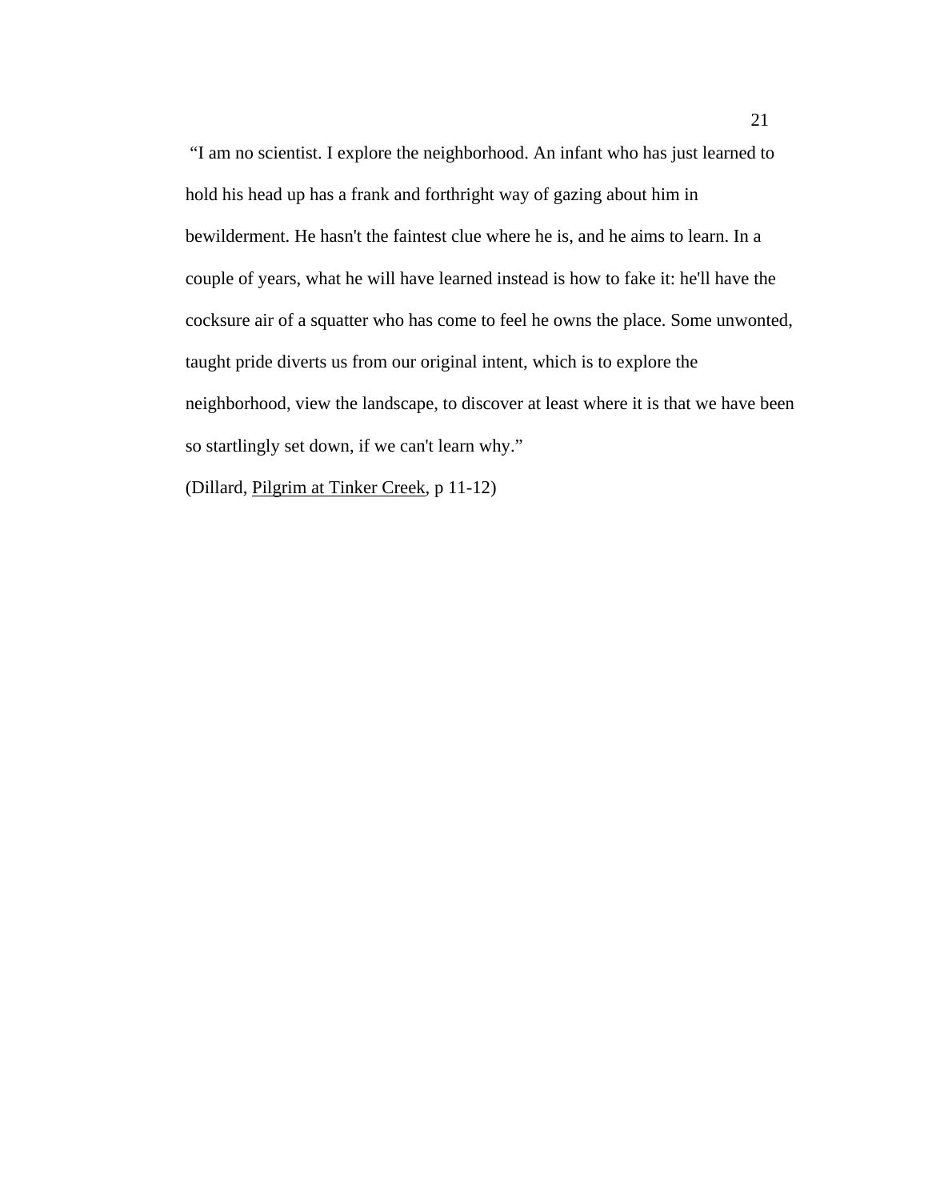"I am no scientist. I explore the neighborhood. An infant who has just learned to hold his head up has a frank and forthright way of gazing about him in bewilderment. He hasn't the faintest clue where he is, and he aims to learn. In a couple of years, what he will have learned instead is how to fake it: he'll have the cocksure air of a squatter who has come to feel he owns the place. Some unwonted, taught pride diverts us from our original intent, which is to explore the neighborhood, view the landscape, to discover at least where it is that we have been so startlingly set down, if we can't learn why."

(Dillard, <u>Pilgrim at Tinker Creek</u>, p 11-12)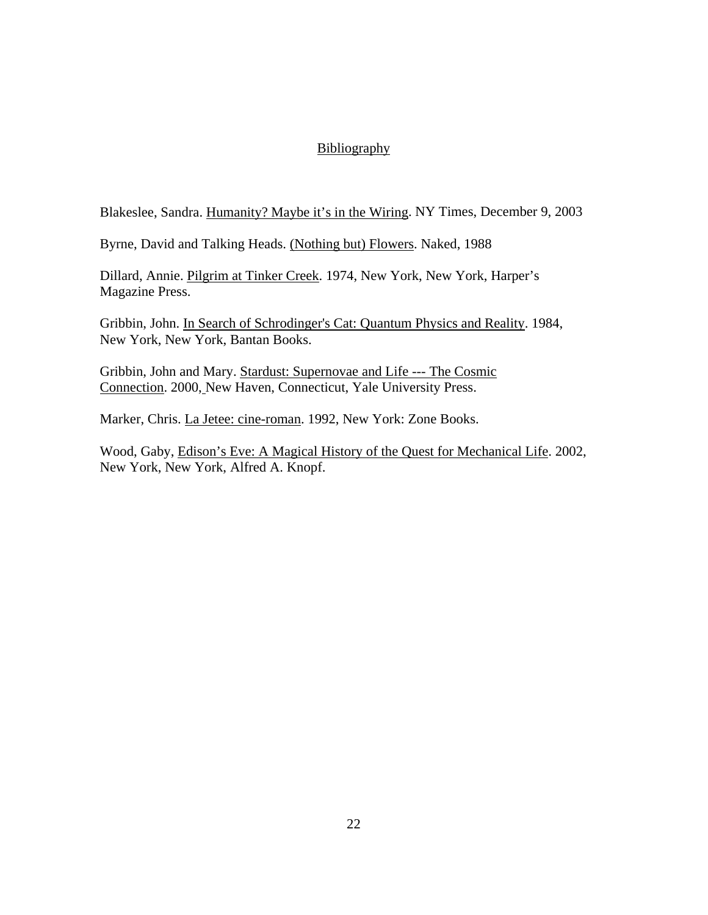# Bibliography

Blakeslee, Sandra. Humanity? Maybe it's in the Wiring. NY Times, December 9, 2003

Byrne, David and Talking Heads. (Nothing but) Flowers. Naked, 1988

Dillard, Annie. Pilgrim at Tinker Creek. 1974, New York, New York, Harper's Magazine Press.

Gribbin, John. In Search of Schrodinger's Cat: Quantum Physics and Reality. 1984, New York, New York, Bantan Books.

Gribbin, John and Mary. Stardust: Supernovae and Life --- The Cosmic Connection. 2000, New Haven, Connecticut, Yale University Press.

Marker, Chris. La Jetee: cine-roman. 1992, New York: Zone Books.

Wood, Gaby, Edison's Eve: A Magical History of the Quest for Mechanical Life. 2002, New York, New York, Alfred A. Knopf.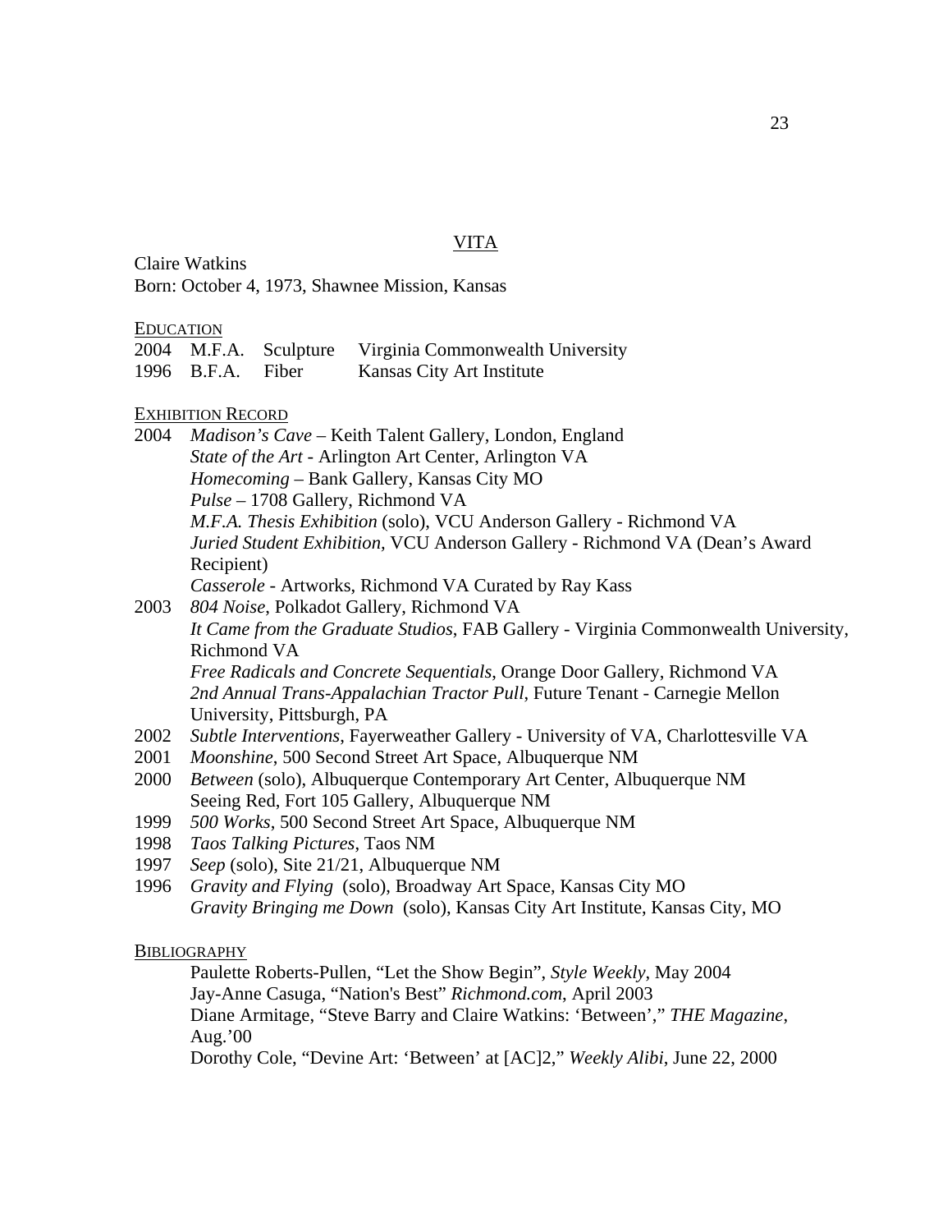# VITA

Claire Watkins
Born: October 4, 1973, Shawnee Mission, Kansas

## Education

| | | | |
|---|---|---|---|
| 2004 | M.F.A. | Sculpture | Virginia Commonwealth University |
| 1996 | B.F.A. | Fiber | Kansas City Art Institute |

## Exhibition Record

2004 *Madison's Cave* – Keith Talent Gallery, London, England
*State of the Art* - Arlington Art Center, Arlington VA
*Homecoming* – Bank Gallery, Kansas City MO
*Pulse* – 1708 Gallery, Richmond VA
*M.F.A. Thesis Exhibition* (solo), VCU Anderson Gallery - Richmond VA
*Juried Student Exhibition*, VCU Anderson Gallery - Richmond VA (Dean's Award Recipient)
*Casserole* - Artworks, Richmond VA Curated by Ray Kass

2003 *804 Noise*, Polkadot Gallery, Richmond VA
*It Came from the Graduate Studios*, FAB Gallery - Virginia Commonwealth University, Richmond VA
*Free Radicals and Concrete Sequentials*, Orange Door Gallery, Richmond VA
*2nd Annual Trans-Appalachian Tractor Pull*, Future Tenant - Carnegie Mellon University, Pittsburgh, PA

2002 *Subtle Interventions*, Fayerweather Gallery - University of VA, Charlottesville VA

2001 *Moonshine*, 500 Second Street Art Space, Albuquerque NM

2000 *Between* (solo), Albuquerque Contemporary Art Center, Albuquerque NM
Seeing Red, Fort 105 Gallery, Albuquerque NM

1999 *500 Works*, 500 Second Street Art Space, Albuquerque NM

1998 *Taos Talking Pictures*, Taos NM

1997 *Seep* (solo), Site 21/21, Albuquerque NM

1996 *Gravity and Flying* (solo), Broadway Art Space, Kansas City MO
*Gravity Bringing me Down* (solo), Kansas City Art Institute, Kansas City, MO

## Bibliography

Paulette Roberts-Pullen, "Let the Show Begin", *Style Weekly*, May 2004
Jay-Anne Casuga, "Nation's Best" *Richmond.com*, April 2003
Diane Armitage, "Steve Barry and Claire Watkins: 'Between'," *THE Magazine*, Aug.'00
Dorothy Cole, "Devine Art: 'Between' at [AC]2," *Weekly Alibi*, June 22, 2000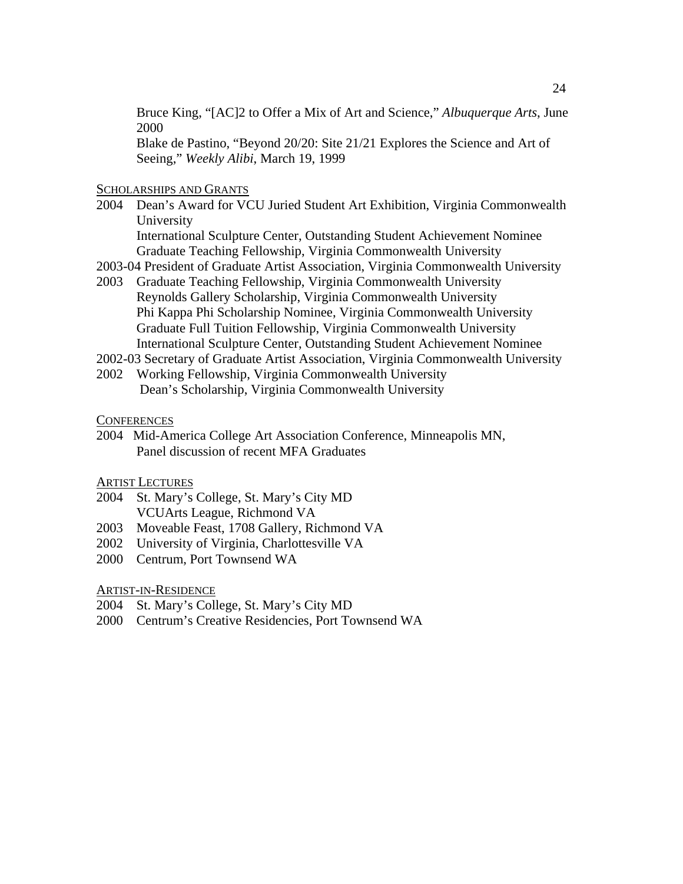Bruce King, "[AC]2 to Offer a Mix of Art and Science," *Albuquerque Arts*, June 2000

Blake de Pastino, "Beyond 20/20: Site 21/21 Explores the Science and Art of Seeing," *Weekly Alibi*, March 19, 1999

## SCHOLARSHIPS AND GRANTS

2004 Dean's Award for VCU Juried Student Art Exhibition, Virginia Commonwealth University
International Sculpture Center, Outstanding Student Achievement Nominee
Graduate Teaching Fellowship, Virginia Commonwealth University

2003-04 President of Graduate Artist Association, Virginia Commonwealth University

2003 Graduate Teaching Fellowship, Virginia Commonwealth University
Reynolds Gallery Scholarship, Virginia Commonwealth University
Phi Kappa Phi Scholarship Nominee, Virginia Commonwealth University
Graduate Full Tuition Fellowship, Virginia Commonwealth University
International Sculpture Center, Outstanding Student Achievement Nominee

2002-03 Secretary of Graduate Artist Association, Virginia Commonwealth University

2002 Working Fellowship, Virginia Commonwealth University
Dean's Scholarship, Virginia Commonwealth University

## CONFERENCES

2004 Mid-America College Art Association Conference, Minneapolis MN,
Panel discussion of recent MFA Graduates

## ARTIST LECTURES

2004 St. Mary's College, St. Mary's City MD
VCUArts League, Richmond VA

2003 Moveable Feast, 1708 Gallery, Richmond VA

2002 University of Virginia, Charlottesville VA

2000 Centrum, Port Townsend WA

## ARTIST-IN-RESIDENCE

2004 St. Mary's College, St. Mary's City MD

2000 Centrum's Creative Residencies, Port Townsend WA